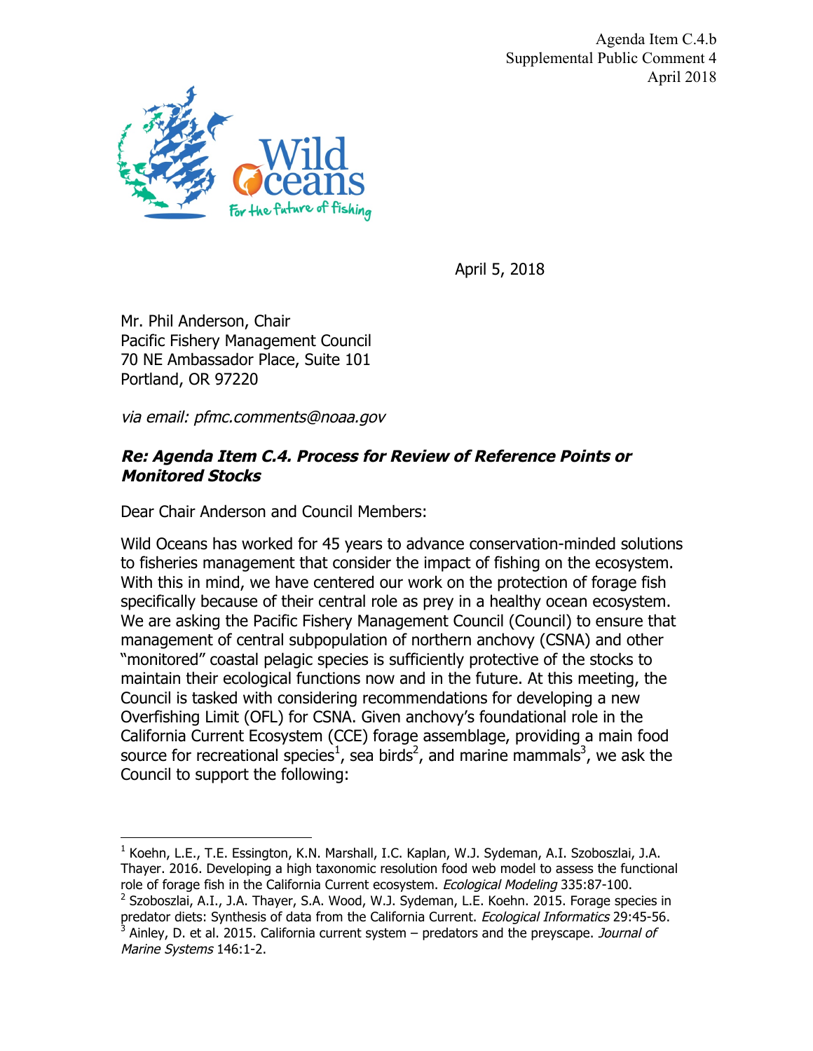Agenda Item C.4.b
Supplemental Public Comment 4
April 2018

Wild Oceans
For the future of fishing

April 5, 2018

Mr. Phil Anderson, Chair
Pacific Fishery Management Council
70 NE Ambassador Place, Suite 101
Portland, OR 97220

*via email: pfmc.comments@noaa.gov*

***Re: Agenda Item C.4. Process for Review of Reference Points or Monitored Stocks***

Dear Chair Anderson and Council Members:

Wild Oceans has worked for 45 years to advance conservation-minded solutions to fisheries management that consider the impact of fishing on the ecosystem. With this in mind, we have centered our work on the protection of forage fish specifically because of their central role as prey in a healthy ocean ecosystem. We are asking the Pacific Fishery Management Council (Council) to ensure that management of central subpopulation of northern anchovy (CSNA) and other "monitored" coastal pelagic species is sufficiently protective of the stocks to maintain their ecological functions now and in the future. At this meeting, the Council is tasked with considering recommendations for developing a new Overfishing Limit (OFL) for CSNA. Given anchovy's foundational role in the California Current Ecosystem (CCE) forage assemblage, providing a main food source for recreational species[1], sea birds[2], and marine mammals[3], we ask the Council to support the following:

---

[1] Koehn, L.E., T.E. Essington, K.N. Marshall, I.C. Kaplan, W.J. Sydeman, A.I. Szoboszlai, J.A. Thayer. 2016. Developing a high taxonomic resolution food web model to assess the functional role of forage fish in the California Current ecosystem. *Ecological Modeling* 335:87-100.

[2] Szoboszlai, A.I., J.A. Thayer, S.A. Wood, W.J. Sydeman, L.E. Koehn. 2015. Forage species in predator diets: Synthesis of data from the California Current. *Ecological Informatics* 29:45-56.

[3] Ainley, D. et al. 2015. California current system – predators and the preyscape. *Journal of Marine Systems* 146:1-2.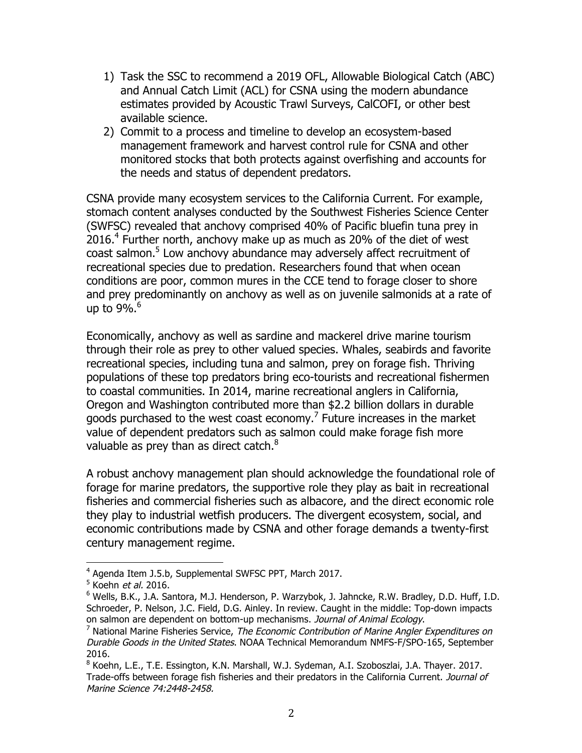1) Task the SSC to recommend a 2019 OFL, Allowable Biological Catch (ABC) and Annual Catch Limit (ACL) for CSNA using the modern abundance estimates provided by Acoustic Trawl Surveys, CalCOFI, or other best available science.
2) Commit to a process and timeline to develop an ecosystem-based management framework and harvest control rule for CSNA and other monitored stocks that both protects against overfishing and accounts for the needs and status of dependent predators.

CSNA provide many ecosystem services to the California Current. For example, stomach content analyses conducted by the Southwest Fisheries Science Center (SWFSC) revealed that anchovy comprised 40% of Pacific bluefin tuna prey in 2016.[4] Further north, anchovy make up as much as 20% of the diet of west coast salmon.[5] Low anchovy abundance may adversely affect recruitment of recreational species due to predation. Researchers found that when ocean conditions are poor, common mures in the CCE tend to forage closer to shore and prey predominantly on anchovy as well as on juvenile salmonids at a rate of up to 9%.[6]

Economically, anchovy as well as sardine and mackerel drive marine tourism through their role as prey to other valued species. Whales, seabirds and favorite recreational species, including tuna and salmon, prey on forage fish. Thriving populations of these top predators bring eco-tourists and recreational fishermen to coastal communities. In 2014, marine recreational anglers in California, Oregon and Washington contributed more than $2.2 billion dollars in durable goods purchased to the west coast economy.[7] Future increases in the market value of dependent predators such as salmon could make forage fish more valuable as prey than as direct catch.[8]

A robust anchovy management plan should acknowledge the foundational role of forage for marine predators, the supportive role they play as bait in recreational fisheries and commercial fisheries such as albacore, and the direct economic role they play to industrial wetfish producers. The divergent ecosystem, social, and economic contributions made by CSNA and other forage demands a twenty-first century management regime.

---

[4] Agenda Item J.5.b, Supplemental SWFSC PPT, March 2017.

[5] Koehn *et al.* 2016.

[6] Wells, B.K., J.A. Santora, M.J. Henderson, P. Warzybok, J. Jahncke, R.W. Bradley, D.D. Huff, I.D. Schroeder, P. Nelson, J.C. Field, D.G. Ainley. In review. Caught in the middle: Top-down impacts on salmon are dependent on bottom-up mechanisms. *Journal of Animal Ecology*.

[7] National Marine Fisheries Service, *The Economic Contribution of Marine Angler Expenditures on Durable Goods in the United States*. NOAA Technical Memorandum NMFS-F/SPO-165, September 2016.

[8] Koehn, L.E., T.E. Essington, K.N. Marshall, W.J. Sydeman, A.I. Szoboszlai, J.A. Thayer. 2017. Trade-offs between forage fish fisheries and their predators in the California Current. *Journal of Marine Science 74:2448-2458.*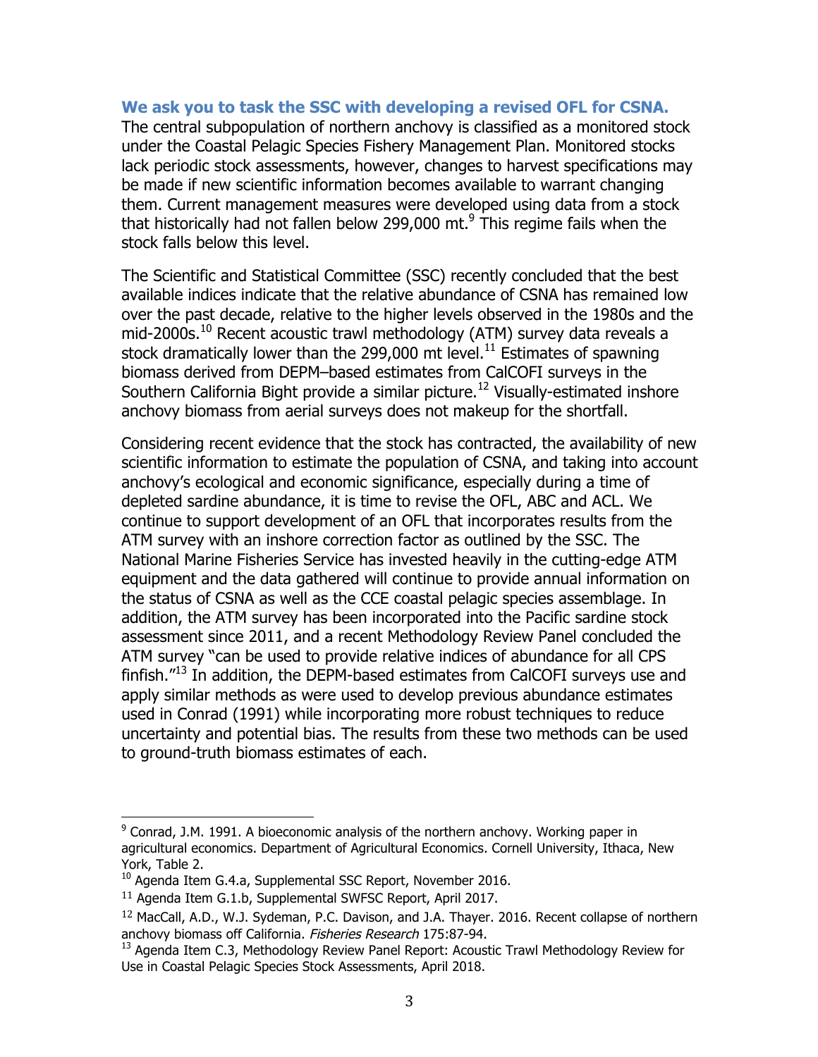**We ask you to task the SSC with developing a revised OFL for CSNA.**

The central subpopulation of northern anchovy is classified as a monitored stock under the Coastal Pelagic Species Fishery Management Plan. Monitored stocks lack periodic stock assessments, however, changes to harvest specifications may be made if new scientific information becomes available to warrant changing them. Current management measures were developed using data from a stock that historically had not fallen below 299,000 mt.[9] This regime fails when the stock falls below this level.

The Scientific and Statistical Committee (SSC) recently concluded that the best available indices indicate that the relative abundance of CSNA has remained low over the past decade, relative to the higher levels observed in the 1980s and the mid-2000s.[10] Recent acoustic trawl methodology (ATM) survey data reveals a stock dramatically lower than the 299,000 mt level.[11] Estimates of spawning biomass derived from DEPM–based estimates from CalCOFI surveys in the Southern California Bight provide a similar picture.[12] Visually-estimated inshore anchovy biomass from aerial surveys does not makeup for the shortfall.

Considering recent evidence that the stock has contracted, the availability of new scientific information to estimate the population of CSNA, and taking into account anchovy's ecological and economic significance, especially during a time of depleted sardine abundance, it is time to revise the OFL, ABC and ACL. We continue to support development of an OFL that incorporates results from the ATM survey with an inshore correction factor as outlined by the SSC. The National Marine Fisheries Service has invested heavily in the cutting-edge ATM equipment and the data gathered will continue to provide annual information on the status of CSNA as well as the CCE coastal pelagic species assemblage. In addition, the ATM survey has been incorporated into the Pacific sardine stock assessment since 2011, and a recent Methodology Review Panel concluded the ATM survey "can be used to provide relative indices of abundance for all CPS finfish."[13] In addition, the DEPM-based estimates from CalCOFI surveys use and apply similar methods as were used to develop previous abundance estimates used in Conrad (1991) while incorporating more robust techniques to reduce uncertainty and potential bias. The results from these two methods can be used to ground-truth biomass estimates of each.

---

[9] Conrad, J.M. 1991. A bioeconomic analysis of the northern anchovy. Working paper in agricultural economics. Department of Agricultural Economics. Cornell University, Ithaca, New York, Table 2.

[10] Agenda Item G.4.a, Supplemental SSC Report, November 2016.

[11] Agenda Item G.1.b, Supplemental SWFSC Report, April 2017.

[12] MacCall, A.D., W.J. Sydeman, P.C. Davison, and J.A. Thayer. 2016. Recent collapse of northern anchovy biomass off California. *Fisheries Research* 175:87-94.

[13] Agenda Item C.3, Methodology Review Panel Report: Acoustic Trawl Methodology Review for Use in Coastal Pelagic Species Stock Assessments, April 2018.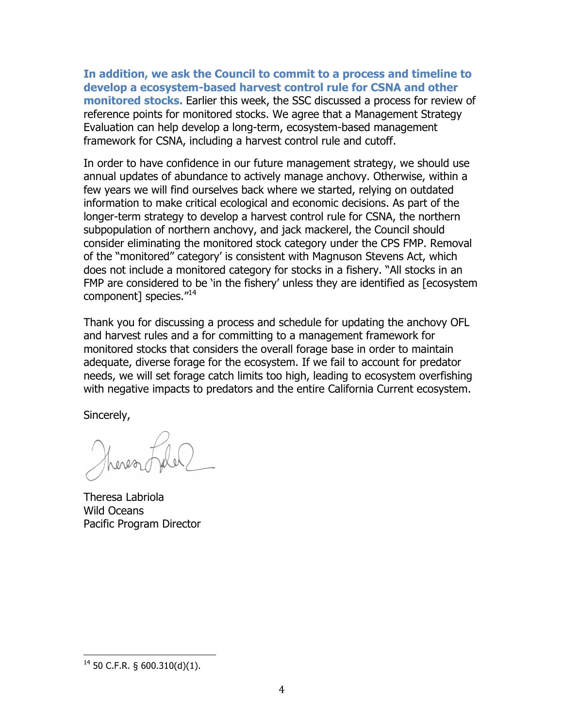**In addition, we ask the Council to commit to a process and timeline to develop a ecosystem-based harvest control rule for CSNA and other monitored stocks.** Earlier this week, the SSC discussed a process for review of reference points for monitored stocks. We agree that a Management Strategy Evaluation can help develop a long-term, ecosystem-based management framework for CSNA, including a harvest control rule and cutoff.

In order to have confidence in our future management strategy, we should use annual updates of abundance to actively manage anchovy. Otherwise, within a few years we will find ourselves back where we started, relying on outdated information to make critical ecological and economic decisions. As part of the longer-term strategy to develop a harvest control rule for CSNA, the northern subpopulation of northern anchovy, and jack mackerel, the Council should consider eliminating the monitored stock category under the CPS FMP. Removal of the "monitored" category' is consistent with Magnuson Stevens Act, which does not include a monitored category for stocks in a fishery. "All stocks in an FMP are considered to be 'in the fishery' unless they are identified as [ecosystem component] species."[14]

Thank you for discussing a process and schedule for updating the anchovy OFL and harvest rules and a for committing to a management framework for monitored stocks that considers the overall forage base in order to maintain adequate, diverse forage for the ecosystem. If we fail to account for predator needs, we will set forage catch limits too high, leading to ecosystem overfishing with negative impacts to predators and the entire California Current ecosystem.

Sincerely,

Theresa Labriola
Wild Oceans
Pacific Program Director

---

[14] 50 C.F.R. § 600.310(d)(1).